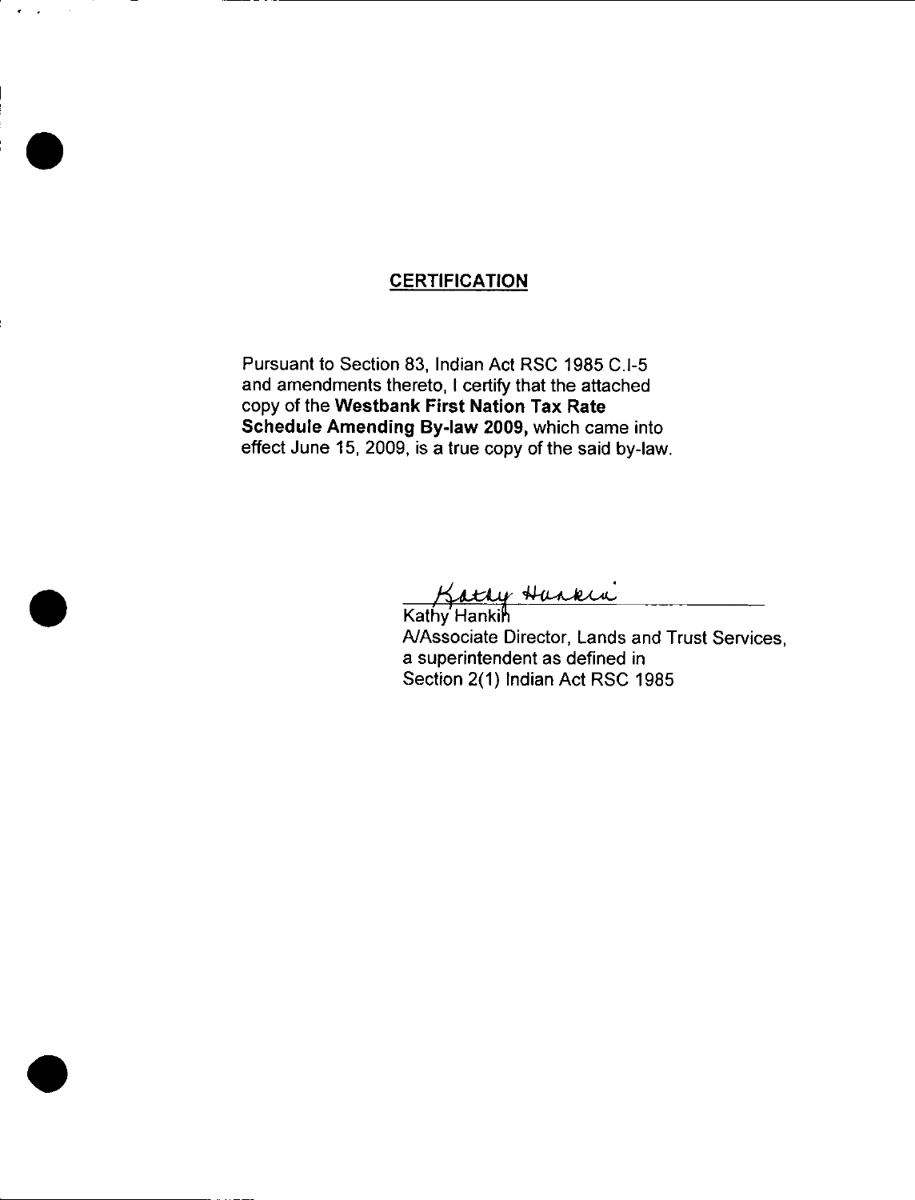## CERTIFICATION

Pursuant to Section 83, Indian Act RSC 1985 C.I-5 and amendments thereto, I certify that the attached copy of the **Westbank First Nation Tax Rate Schedule Amending By-law 2009,** which came into effect June 15, 2009, is a true copy of the said by-law.

Kathy Hankin

Kathy Hankin
A/Associate Director, Lands and Trust Services,
a superintendent as defined in
Section 2(1) Indian Act RSC 1985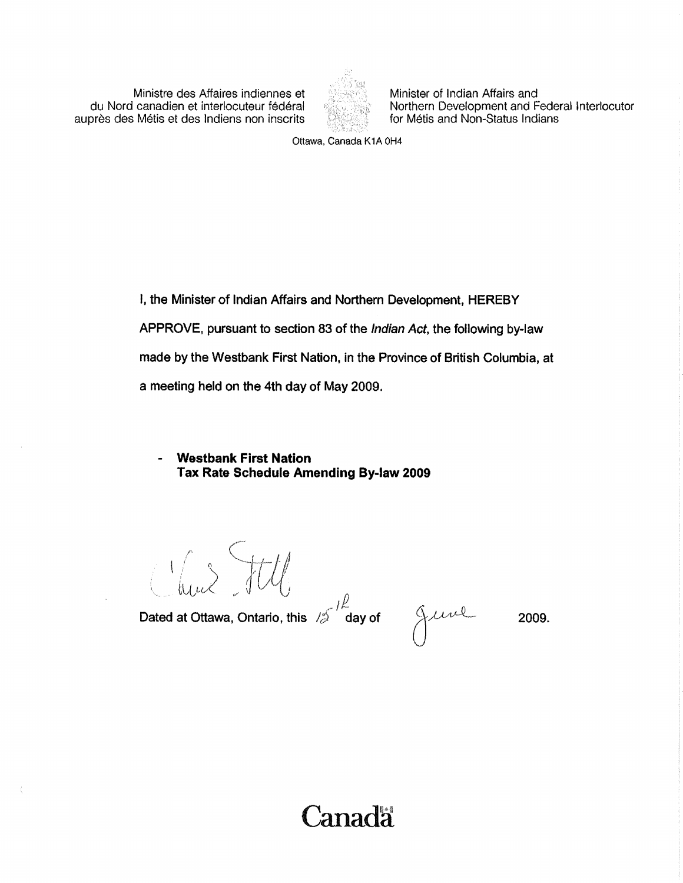Ministre des Affaires indiennes et du Nord canadien et interlocuteur fédéral auprès des Métis et des Indiens non inscrits

Minister of Indian Affairs and Northern Development and Federal Interlocutor for Métis and Non-Status Indians

Ottawa, Canada K1A 0H4

I, the Minister of Indian Affairs and Northern Development, HEREBY APPROVE, pursuant to section 83 of the *Indian Act*, the following by-law made by the Westbank First Nation, in the Province of British Columbia, at a meeting held on the 4th day of May 2009.

- **Westbank First Nation Tax Rate Schedule Amending By-law 2009**

Dated at Ottawa, Ontario, this 15th day of June 2009.

**Canada**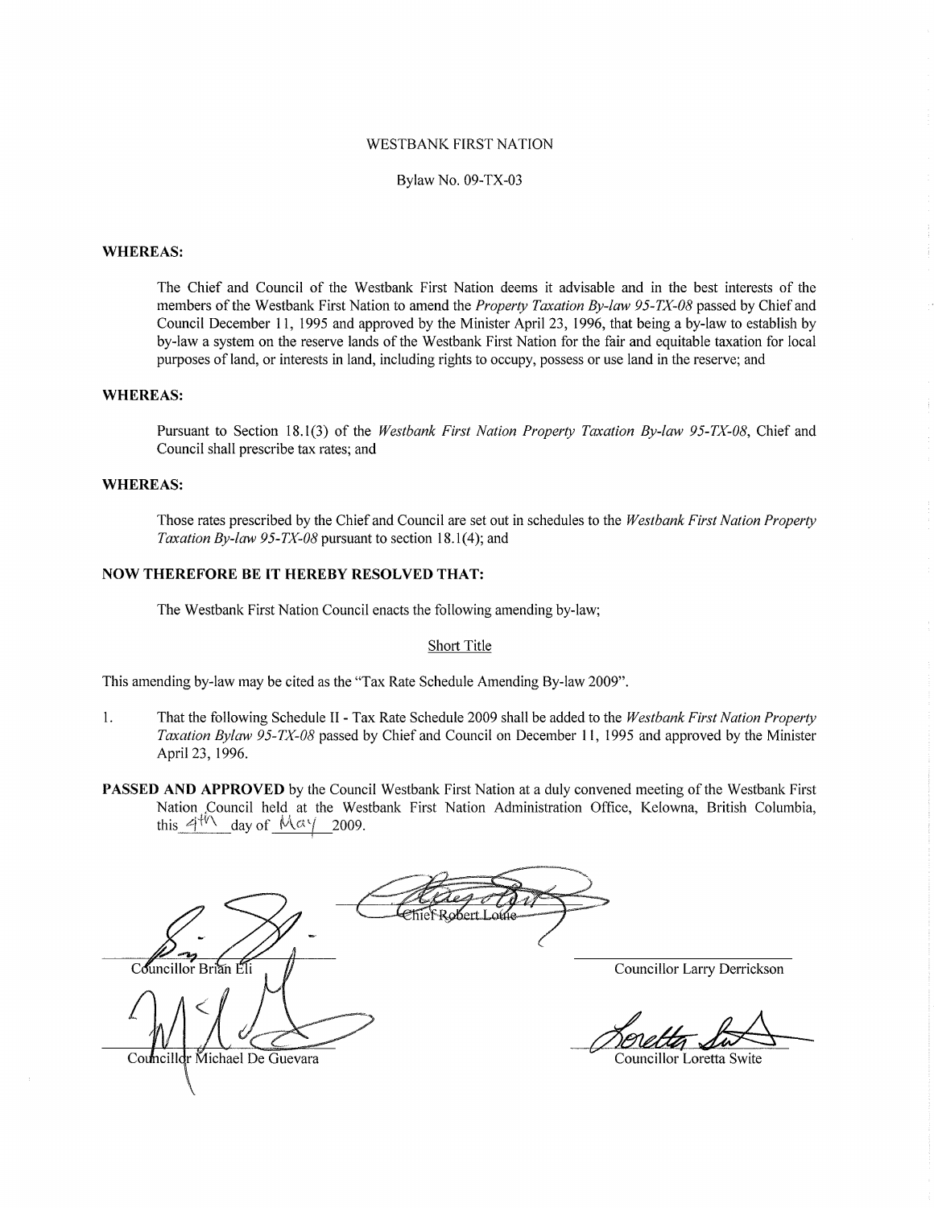WESTBANK FIRST NATION

Bylaw No. 09-TX-03

**WHEREAS:**

The Chief and Council of the Westbank First Nation deems it advisable and in the best interests of the members of the Westbank First Nation to amend the *Property Taxation By-law 95-TX-08* passed by Chief and Council December 11, 1995 and approved by the Minister April 23, 1996, that being a by-law to establish by by-law a system on the reserve lands of the Westbank First Nation for the fair and equitable taxation for local purposes of land, or interests in land, including rights to occupy, possess or use land in the reserve; and

**WHEREAS:**

Pursuant to Section 18.1(3) of the *Westbank First Nation Property Taxation By-law 95-TX-08*, Chief and Council shall prescribe tax rates; and

**WHEREAS:**

Those rates prescribed by the Chief and Council are set out in schedules to the *Westbank First Nation Property Taxation By-law 95-TX-08* pursuant to section 18.1(4); and

**NOW THEREFORE BE IT HEREBY RESOLVED THAT:**

The Westbank First Nation Council enacts the following amending by-law;

Short Title

This amending by-law may be cited as the "Tax Rate Schedule Amending By-law 2009".

1. That the following Schedule II - Tax Rate Schedule 2009 shall be added to the *Westbank First Nation Property Taxation Bylaw 95-TX-08* passed by Chief and Council on December 11, 1995 and approved by the Minister April 23, 1996.

**PASSED AND APPROVED** by the Council Westbank First Nation at a duly convened meeting of the Westbank First Nation Council held at the Westbank First Nation Administration Office, Kelowna, British Columbia, this 4th day of May 2009.

Chief Robert Louie

Councillor Brian Eli

Councillor Larry Derrickson

Councillor Michael De Guevara

Councillor Loretta Swite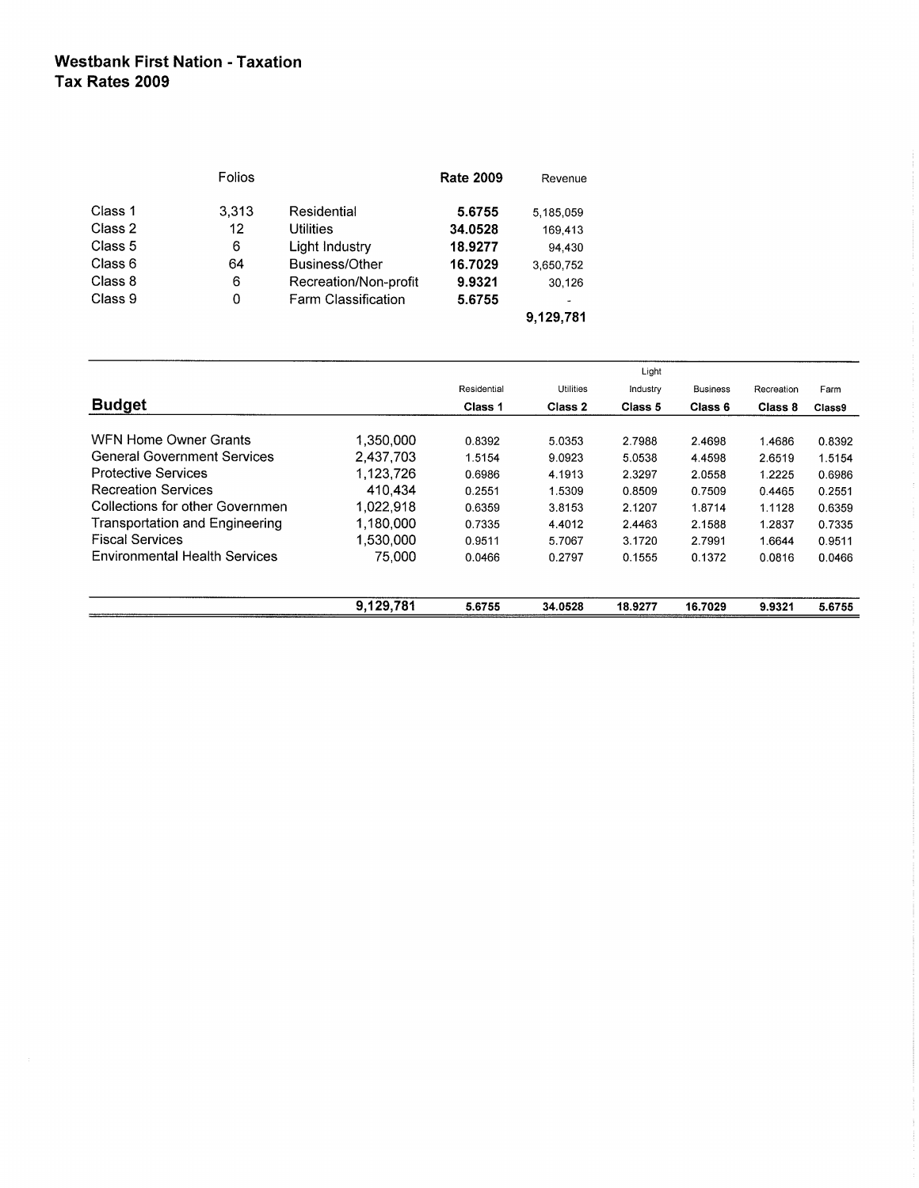# Westbank First Nation - Taxation
## Tax Rates 2009

| | Folios | | **Rate 2009** | Revenue |
|---|---|---|---|---|
| Class 1 | 3,313 | Residential | **5.6755** | 5,185,059 |
| Class 2 | 12 | Utilities | **34.0528** | 169,413 |
| Class 5 | 6 | Light Industry | **18.9277** | 94,430 |
| Class 6 | 64 | Business/Other | **16.7029** | 3,650,752 |
| Class 8 | 6 | Recreation/Non-profit | **9.9321** | 30,126 |
| Class 9 | 0 | Farm Classification | **5.6755** | - |
| | | | | **9,129,781** |

| **Budget** | | Residential **Class 1** | Utilities **Class 2** | Light Industry **Class 5** | Business **Class 6** | Recreation **Class 8** | Farm **Class9** |
|---|---|---|---|---|---|---|---|
| WFN Home Owner Grants | 1,350,000 | 0.8392 | 5.0353 | 2.7988 | 2.4698 | 1.4686 | 0.8392 |
| General Government Services | 2,437,703 | 1.5154 | 9.0923 | 5.0538 | 4.4598 | 2.6519 | 1.5154 |
| Protective Services | 1,123,726 | 0.6986 | 4.1913 | 2.3297 | 2.0558 | 1.2225 | 0.6986 |
| Recreation Services | 410,434 | 0.2551 | 1.5309 | 0.8509 | 0.7509 | 0.4465 | 0.2551 |
| Collections for other Governmen | 1,022,918 | 0.6359 | 3.8153 | 2.1207 | 1.8714 | 1.1128 | 0.6359 |
| Transportation and Engineering | 1,180,000 | 0.7335 | 4.4012 | 2.4463 | 2.1588 | 1.2837 | 0.7335 |
| Fiscal Services | 1,530,000 | 0.9511 | 5.7067 | 3.1720 | 2.7991 | 1.6644 | 0.9511 |
| Environmental Health Services | 75,000 | 0.0466 | 0.2797 | 0.1555 | 0.1372 | 0.0816 | 0.0466 |
| | **9,129,781** | **5.6755** | **34.0528** | **18.9277** | **16.7029** | **9.9321** | **5.6755** |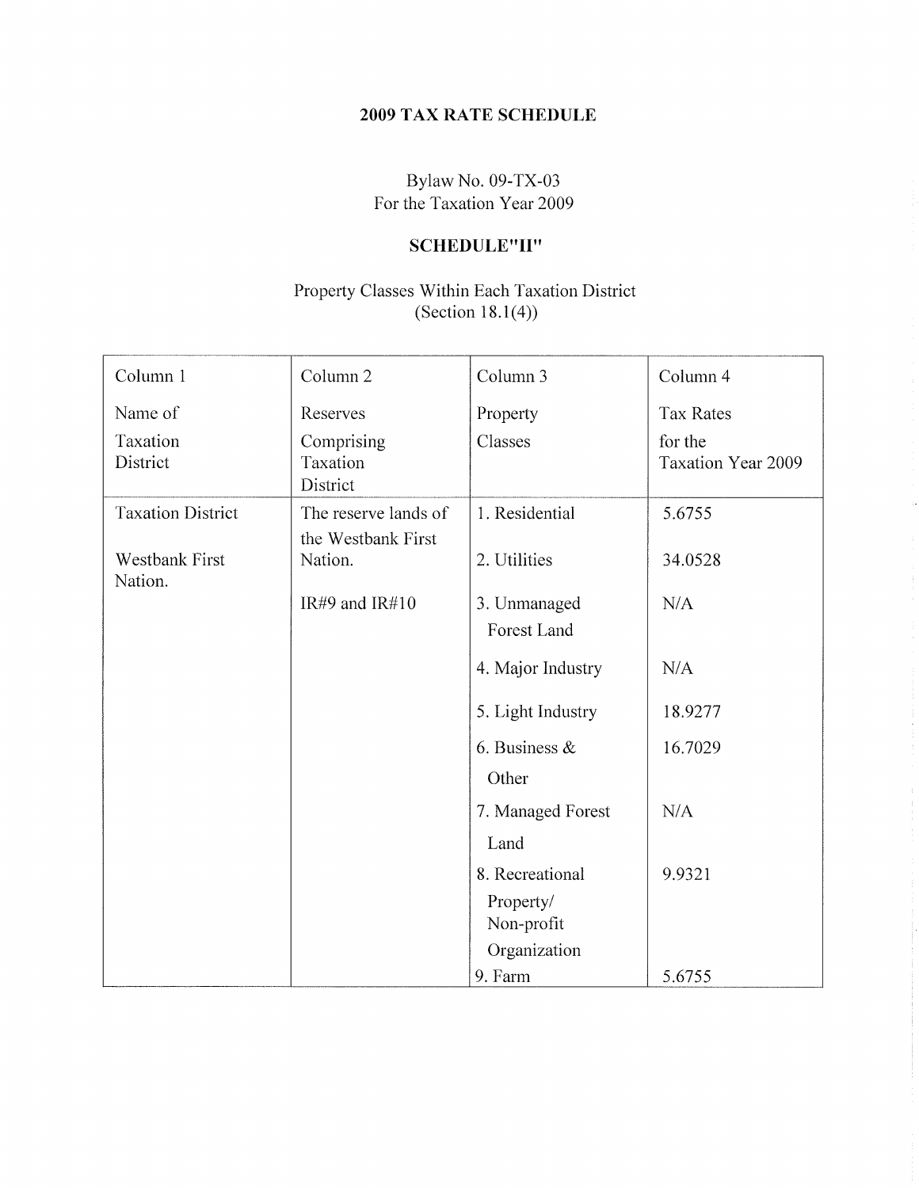**2009 TAX RATE SCHEDULE**

Bylaw No. 09-TX-03
For the Taxation Year 2009

**SCHEDULE"II"**

Property Classes Within Each Taxation District
(Section 18.1(4))

| Column 1<br>Name of Taxation District | Column 2<br>Reserves Comprising Taxation District | Column 3<br>Property Classes | Column 4<br>Tax Rates for the Taxation Year 2009 |
|---|---|---|---|
| Taxation District<br><br>Westbank First Nation. | The reserve lands of the Westbank First Nation.<br><br>IR#9 and IR#10 | 1. Residential | 5.6755 |
| | | 2. Utilities | 34.0528 |
| | | 3. Unmanaged Forest Land | N/A |
| | | 4. Major Industry | N/A |
| | | 5. Light Industry | 18.9277 |
| | | 6. Business & Other | 16.7029 |
| | | 7. Managed Forest Land | N/A |
| | | 8. Recreational Property/ Non-profit Organization | 9.9321 |
| | | 9. Farm | 5.6755 |